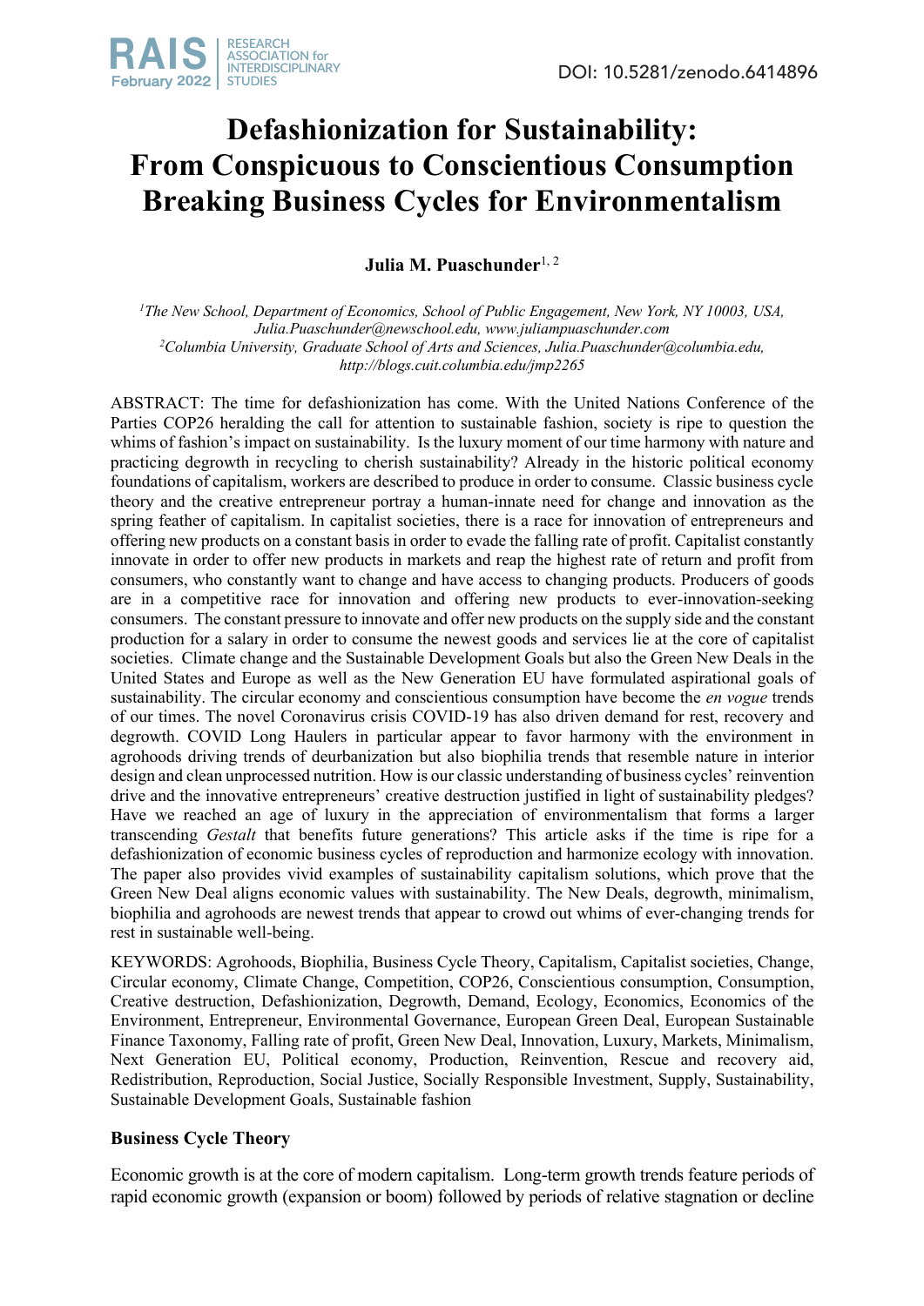# Defashionization for Sustainability: From Conspicuous to Conscientious Consumption Breaking Business Cycles for Environmentalism

**Julia M. Puaschunder**[1, 2]

[1]*The New School, Department of Economics, School of Public Engagement, New York, NY 10003, USA, Julia.Puaschunder@newschool.edu, www.juliampuaschunder.com*
[2]*Columbia University, Graduate School of Arts and Sciences, Julia.Puaschunder@columbia.edu, http://blogs.cuit.columbia.edu/jmp2265*

ABSTRACT: The time for defashionization has come. With the United Nations Conference of the Parties COP26 heralding the call for attention to sustainable fashion, society is ripe to question the whims of fashion's impact on sustainability. Is the luxury moment of our time harmony with nature and practicing degrowth in recycling to cherish sustainability? Already in the historic political economy foundations of capitalism, workers are described to produce in order to consume. Classic business cycle theory and the creative entrepreneur portray a human-innate need for change and innovation as the spring feather of capitalism. In capitalist societies, there is a race for innovation of entrepreneurs and offering new products on a constant basis in order to evade the falling rate of profit. Capitalist constantly innovate in order to offer new products in markets and reap the highest rate of return and profit from consumers, who constantly want to change and have access to changing products. Producers of goods are in a competitive race for innovation and offering new products to ever-innovation-seeking consumers. The constant pressure to innovate and offer new products on the supply side and the constant production for a salary in order to consume the newest goods and services lie at the core of capitalist societies. Climate change and the Sustainable Development Goals but also the Green New Deals in the United States and Europe as well as the New Generation EU have formulated aspirational goals of sustainability. The circular economy and conscientious consumption have become the *en vogue* trends of our times. The novel Coronavirus crisis COVID-19 has also driven demand for rest, recovery and degrowth. COVID Long Haulers in particular appear to favor harmony with the environment in agrohoods driving trends of deurbanization but also biophilia trends that resemble nature in interior design and clean unprocessed nutrition. How is our classic understanding of business cycles' reinvention drive and the innovative entrepreneurs' creative destruction justified in light of sustainability pledges? Have we reached an age of luxury in the appreciation of environmentalism that forms a larger transcending *Gestalt* that benefits future generations? This article asks if the time is ripe for a defashionization of economic business cycles of reproduction and harmonize ecology with innovation. The paper also provides vivid examples of sustainability capitalism solutions, which prove that the Green New Deal aligns economic values with sustainability. The New Deals, degrowth, minimalism, biophilia and agrohoods are newest trends that appear to crowd out whims of ever-changing trends for rest in sustainable well-being.

KEYWORDS: Agrohoods, Biophilia, Business Cycle Theory, Capitalism, Capitalist societies, Change, Circular economy, Climate Change, Competition, COP26, Conscientious consumption, Consumption, Creative destruction, Defashionization, Degrowth, Demand, Ecology, Economics, Economics of the Environment, Entrepreneur, Environmental Governance, European Green Deal, European Sustainable Finance Taxonomy, Falling rate of profit, Green New Deal, Innovation, Luxury, Markets, Minimalism, Next Generation EU, Political economy, Production, Reinvention, Rescue and recovery aid, Redistribution, Reproduction, Social Justice, Socially Responsible Investment, Supply, Sustainability, Sustainable Development Goals, Sustainable fashion

## Business Cycle Theory

Economic growth is at the core of modern capitalism. Long-term growth trends feature periods of rapid economic growth (expansion or boom) followed by periods of relative stagnation or decline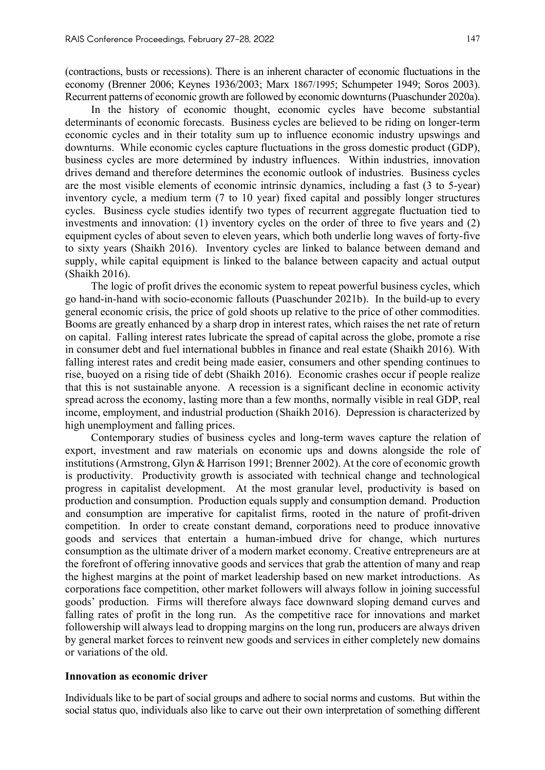(contractions, busts or recessions). There is an inherent character of economic fluctuations in the economy (Brenner 2006; Keynes 1936/2003; Marx 1867/1995; Schumpeter 1949; Soros 2003). Recurrent patterns of economic growth are followed by economic downturns (Puaschunder 2020a).

In the history of economic thought, economic cycles have become substantial determinants of economic forecasts. Business cycles are believed to be riding on longer-term economic cycles and in their totality sum up to influence economic industry upswings and downturns. While economic cycles capture fluctuations in the gross domestic product (GDP), business cycles are more determined by industry influences. Within industries, innovation drives demand and therefore determines the economic outlook of industries. Business cycles are the most visible elements of economic intrinsic dynamics, including a fast (3 to 5-year) inventory cycle, a medium term (7 to 10 year) fixed capital and possibly longer structures cycles. Business cycle studies identify two types of recurrent aggregate fluctuation tied to investments and innovation: (1) inventory cycles on the order of three to five years and (2) equipment cycles of about seven to eleven years, which both underlie long waves of forty-five to sixty years (Shaikh 2016). Inventory cycles are linked to balance between demand and supply, while capital equipment is linked to the balance between capacity and actual output (Shaikh 2016).

The logic of profit drives the economic system to repeat powerful business cycles, which go hand-in-hand with socio-economic fallouts (Puaschunder 2021b). In the build-up to every general economic crisis, the price of gold shoots up relative to the price of other commodities. Booms are greatly enhanced by a sharp drop in interest rates, which raises the net rate of return on capital. Falling interest rates lubricate the spread of capital across the globe, promote a rise in consumer debt and fuel international bubbles in finance and real estate (Shaikh 2016). With falling interest rates and credit being made easier, consumers and other spending continues to rise, buoyed on a rising tide of debt (Shaikh 2016). Economic crashes occur if people realize that this is not sustainable anyone. A recession is a significant decline in economic activity spread across the economy, lasting more than a few months, normally visible in real GDP, real income, employment, and industrial production (Shaikh 2016). Depression is characterized by high unemployment and falling prices.

Contemporary studies of business cycles and long-term waves capture the relation of export, investment and raw materials on economic ups and downs alongside the role of institutions (Armstrong, Glyn & Harrison 1991; Brenner 2002). At the core of economic growth is productivity. Productivity growth is associated with technical change and technological progress in capitalist development. At the most granular level, productivity is based on production and consumption. Production equals supply and consumption demand. Production and consumption are imperative for capitalist firms, rooted in the nature of profit-driven competition. In order to create constant demand, corporations need to produce innovative goods and services that entertain a human-imbued drive for change, which nurtures consumption as the ultimate driver of a modern market economy. Creative entrepreneurs are at the forefront of offering innovative goods and services that grab the attention of many and reap the highest margins at the point of market leadership based on new market introductions. As corporations face competition, other market followers will always follow in joining successful goods' production. Firms will therefore always face downward sloping demand curves and falling rates of profit in the long run. As the competitive race for innovations and market followership will always lead to dropping margins on the long run, producers are always driven by general market forces to reinvent new goods and services in either completely new domains or variations of the old.

**Innovation as economic driver**

Individuals like to be part of social groups and adhere to social norms and customs. But within the social status quo, individuals also like to carve out their own interpretation of something different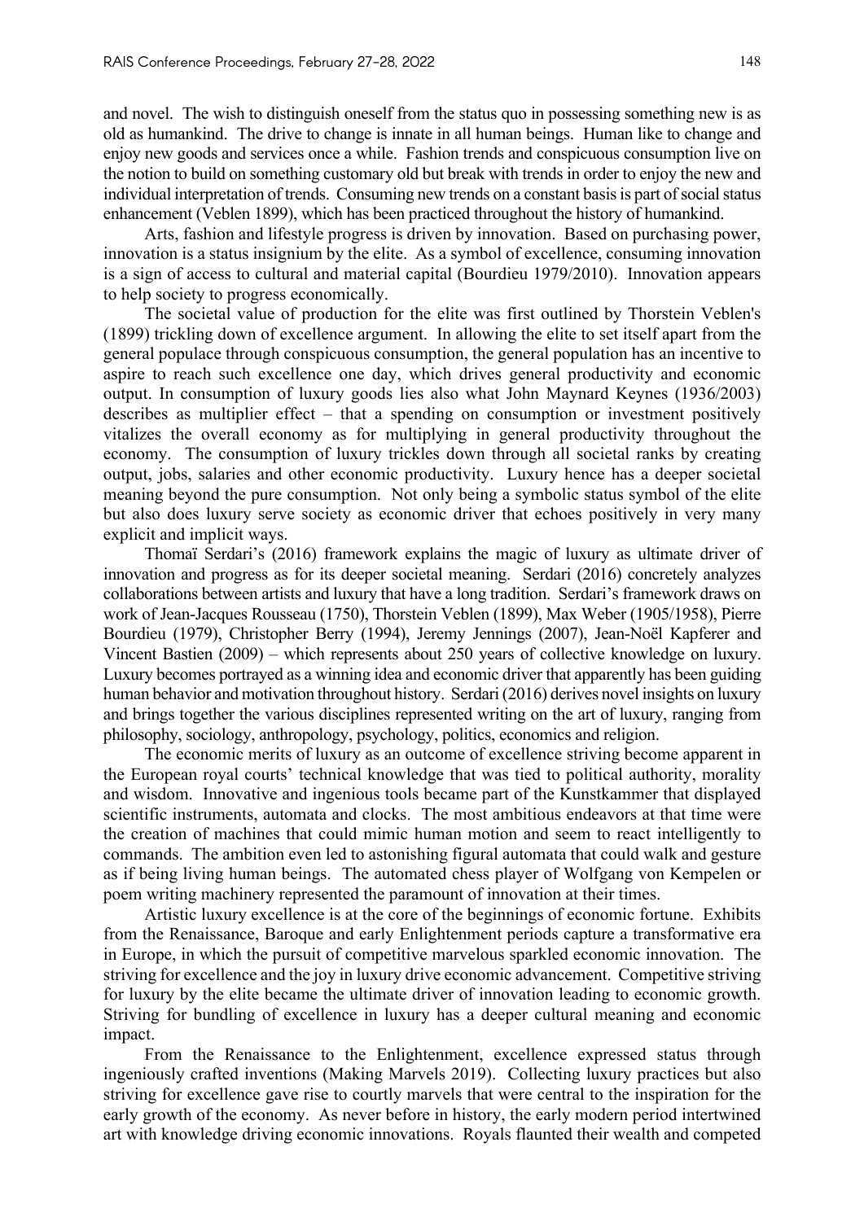and novel. The wish to distinguish oneself from the status quo in possessing something new is as old as humankind. The drive to change is innate in all human beings. Human like to change and enjoy new goods and services once a while. Fashion trends and conspicuous consumption live on the notion to build on something customary old but break with trends in order to enjoy the new and individual interpretation of trends. Consuming new trends on a constant basis is part of social status enhancement (Veblen 1899), which has been practiced throughout the history of humankind.

Arts, fashion and lifestyle progress is driven by innovation. Based on purchasing power, innovation is a status insignium by the elite. As a symbol of excellence, consuming innovation is a sign of access to cultural and material capital (Bourdieu 1979/2010). Innovation appears to help society to progress economically.

The societal value of production for the elite was first outlined by Thorstein Veblen's (1899) trickling down of excellence argument. In allowing the elite to set itself apart from the general populace through conspicuous consumption, the general population has an incentive to aspire to reach such excellence one day, which drives general productivity and economic output. In consumption of luxury goods lies also what John Maynard Keynes (1936/2003) describes as multiplier effect – that a spending on consumption or investment positively vitalizes the overall economy as for multiplying in general productivity throughout the economy. The consumption of luxury trickles down through all societal ranks by creating output, jobs, salaries and other economic productivity. Luxury hence has a deeper societal meaning beyond the pure consumption. Not only being a symbolic status symbol of the elite but also does luxury serve society as economic driver that echoes positively in very many explicit and implicit ways.

Thomaï Serdari's (2016) framework explains the magic of luxury as ultimate driver of innovation and progress as for its deeper societal meaning. Serdari (2016) concretely analyzes collaborations between artists and luxury that have a long tradition. Serdari's framework draws on work of Jean-Jacques Rousseau (1750), Thorstein Veblen (1899), Max Weber (1905/1958), Pierre Bourdieu (1979), Christopher Berry (1994), Jeremy Jennings (2007), Jean-Noël Kapferer and Vincent Bastien (2009) – which represents about 250 years of collective knowledge on luxury. Luxury becomes portrayed as a winning idea and economic driver that apparently has been guiding human behavior and motivation throughout history. Serdari (2016) derives novel insights on luxury and brings together the various disciplines represented writing on the art of luxury, ranging from philosophy, sociology, anthropology, psychology, politics, economics and religion.

The economic merits of luxury as an outcome of excellence striving become apparent in the European royal courts' technical knowledge that was tied to political authority, morality and wisdom. Innovative and ingenious tools became part of the Kunstkammer that displayed scientific instruments, automata and clocks. The most ambitious endeavors at that time were the creation of machines that could mimic human motion and seem to react intelligently to commands. The ambition even led to astonishing figural automata that could walk and gesture as if being living human beings. The automated chess player of Wolfgang von Kempelen or poem writing machinery represented the paramount of innovation at their times.

Artistic luxury excellence is at the core of the beginnings of economic fortune. Exhibits from the Renaissance, Baroque and early Enlightenment periods capture a transformative era in Europe, in which the pursuit of competitive marvelous sparkled economic innovation. The striving for excellence and the joy in luxury drive economic advancement. Competitive striving for luxury by the elite became the ultimate driver of innovation leading to economic growth. Striving for bundling of excellence in luxury has a deeper cultural meaning and economic impact.

From the Renaissance to the Enlightenment, excellence expressed status through ingeniously crafted inventions (Making Marvels 2019). Collecting luxury practices but also striving for excellence gave rise to courtly marvels that were central to the inspiration for the early growth of the economy. As never before in history, the early modern period intertwined art with knowledge driving economic innovations. Royals flaunted their wealth and competed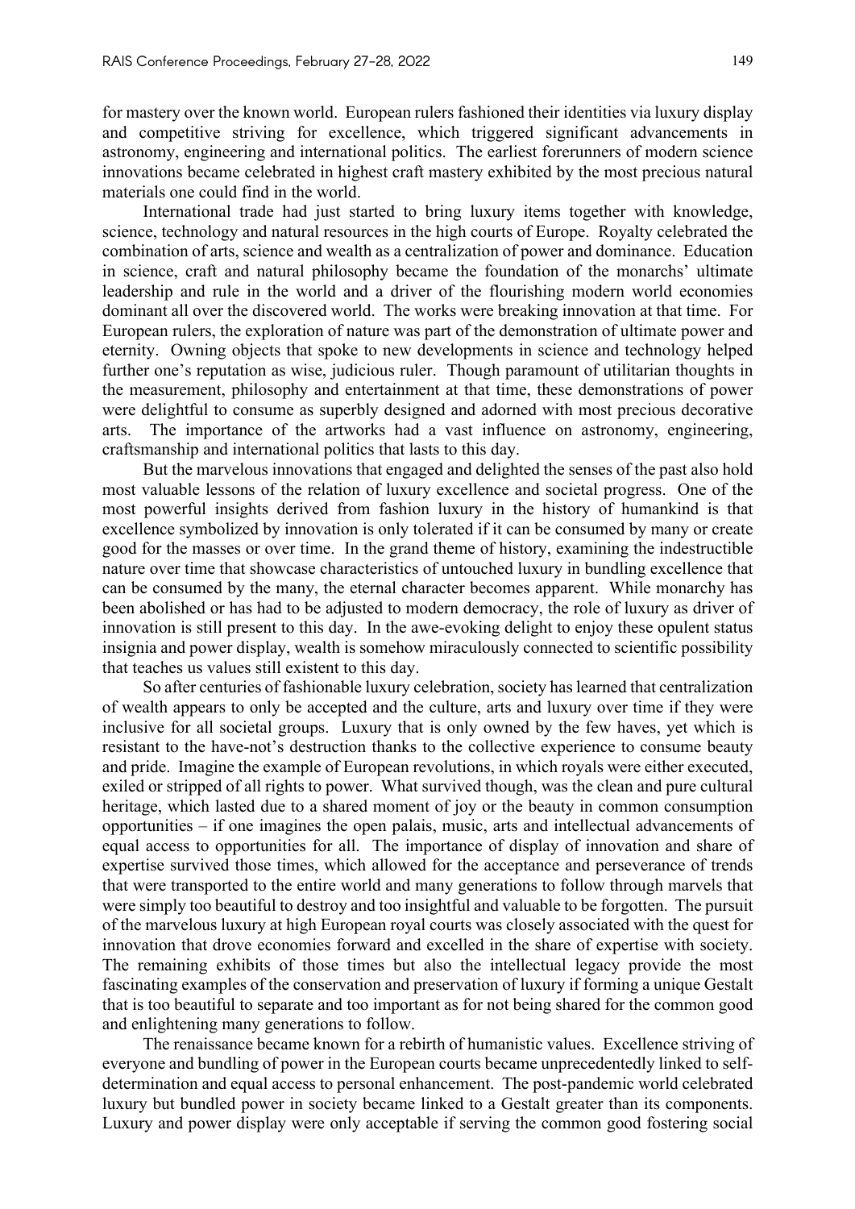for mastery over the known world. European rulers fashioned their identities via luxury display and competitive striving for excellence, which triggered significant advancements in astronomy, engineering and international politics. The earliest forerunners of modern science innovations became celebrated in highest craft mastery exhibited by the most precious natural materials one could find in the world.

International trade had just started to bring luxury items together with knowledge, science, technology and natural resources in the high courts of Europe. Royalty celebrated the combination of arts, science and wealth as a centralization of power and dominance. Education in science, craft and natural philosophy became the foundation of the monarchs' ultimate leadership and rule in the world and a driver of the flourishing modern world economies dominant all over the discovered world. The works were breaking innovation at that time. For European rulers, the exploration of nature was part of the demonstration of ultimate power and eternity. Owning objects that spoke to new developments in science and technology helped further one's reputation as wise, judicious ruler. Though paramount of utilitarian thoughts in the measurement, philosophy and entertainment at that time, these demonstrations of power were delightful to consume as superbly designed and adorned with most precious decorative arts. The importance of the artworks had a vast influence on astronomy, engineering, craftsmanship and international politics that lasts to this day.

But the marvelous innovations that engaged and delighted the senses of the past also hold most valuable lessons of the relation of luxury excellence and societal progress. One of the most powerful insights derived from fashion luxury in the history of humankind is that excellence symbolized by innovation is only tolerated if it can be consumed by many or create good for the masses or over time. In the grand theme of history, examining the indestructible nature over time that showcase characteristics of untouched luxury in bundling excellence that can be consumed by the many, the eternal character becomes apparent. While monarchy has been abolished or has had to be adjusted to modern democracy, the role of luxury as driver of innovation is still present to this day. In the awe-evoking delight to enjoy these opulent status insignia and power display, wealth is somehow miraculously connected to scientific possibility that teaches us values still existent to this day.

So after centuries of fashionable luxury celebration, society has learned that centralization of wealth appears to only be accepted and the culture, arts and luxury over time if they were inclusive for all societal groups. Luxury that is only owned by the few haves, yet which is resistant to the have-not's destruction thanks to the collective experience to consume beauty and pride. Imagine the example of European revolutions, in which royals were either executed, exiled or stripped of all rights to power. What survived though, was the clean and pure cultural heritage, which lasted due to a shared moment of joy or the beauty in common consumption opportunities – if one imagines the open palais, music, arts and intellectual advancements of equal access to opportunities for all. The importance of display of innovation and share of expertise survived those times, which allowed for the acceptance and perseverance of trends that were transported to the entire world and many generations to follow through marvels that were simply too beautiful to destroy and too insightful and valuable to be forgotten. The pursuit of the marvelous luxury at high European royal courts was closely associated with the quest for innovation that drove economies forward and excelled in the share of expertise with society. The remaining exhibits of those times but also the intellectual legacy provide the most fascinating examples of the conservation and preservation of luxury if forming a unique Gestalt that is too beautiful to separate and too important as for not being shared for the common good and enlightening many generations to follow.

The renaissance became known for a rebirth of humanistic values. Excellence striving of everyone and bundling of power in the European courts became unprecedentedly linked to self-determination and equal access to personal enhancement. The post-pandemic world celebrated luxury but bundled power in society became linked to a Gestalt greater than its components. Luxury and power display were only acceptable if serving the common good fostering social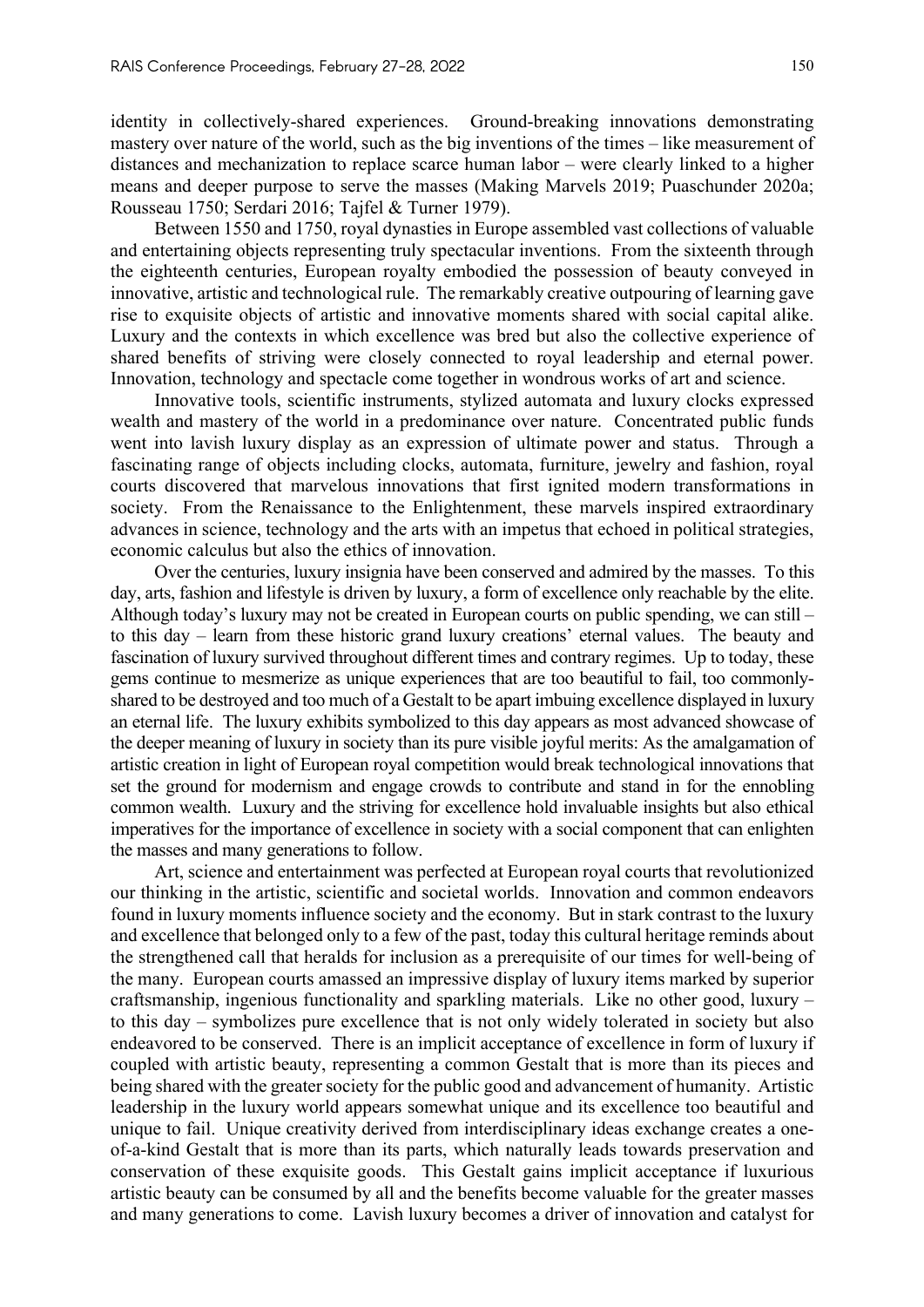identity in collectively-shared experiences. Ground-breaking innovations demonstrating mastery over nature of the world, such as the big inventions of the times – like measurement of distances and mechanization to replace scarce human labor – were clearly linked to a higher means and deeper purpose to serve the masses (Making Marvels 2019; Puaschunder 2020a; Rousseau 1750; Serdari 2016; Tajfel & Turner 1979).

Between 1550 and 1750, royal dynasties in Europe assembled vast collections of valuable and entertaining objects representing truly spectacular inventions. From the sixteenth through the eighteenth centuries, European royalty embodied the possession of beauty conveyed in innovative, artistic and technological rule. The remarkably creative outpouring of learning gave rise to exquisite objects of artistic and innovative moments shared with social capital alike. Luxury and the contexts in which excellence was bred but also the collective experience of shared benefits of striving were closely connected to royal leadership and eternal power. Innovation, technology and spectacle come together in wondrous works of art and science.

Innovative tools, scientific instruments, stylized automata and luxury clocks expressed wealth and mastery of the world in a predominance over nature. Concentrated public funds went into lavish luxury display as an expression of ultimate power and status. Through a fascinating range of objects including clocks, automata, furniture, jewelry and fashion, royal courts discovered that marvelous innovations that first ignited modern transformations in society. From the Renaissance to the Enlightenment, these marvels inspired extraordinary advances in science, technology and the arts with an impetus that echoed in political strategies, economic calculus but also the ethics of innovation.

Over the centuries, luxury insignia have been conserved and admired by the masses. To this day, arts, fashion and lifestyle is driven by luxury, a form of excellence only reachable by the elite. Although today's luxury may not be created in European courts on public spending, we can still – to this day – learn from these historic grand luxury creations' eternal values. The beauty and fascination of luxury survived throughout different times and contrary regimes. Up to today, these gems continue to mesmerize as unique experiences that are too beautiful to fail, too commonly-shared to be destroyed and too much of a Gestalt to be apart imbuing excellence displayed in luxury an eternal life. The luxury exhibits symbolized to this day appears as most advanced showcase of the deeper meaning of luxury in society than its pure visible joyful merits: As the amalgamation of artistic creation in light of European royal competition would break technological innovations that set the ground for modernism and engage crowds to contribute and stand in for the ennobling common wealth. Luxury and the striving for excellence hold invaluable insights but also ethical imperatives for the importance of excellence in society with a social component that can enlighten the masses and many generations to follow.

Art, science and entertainment was perfected at European royal courts that revolutionized our thinking in the artistic, scientific and societal worlds. Innovation and common endeavors found in luxury moments influence society and the economy. But in stark contrast to the luxury and excellence that belonged only to a few of the past, today this cultural heritage reminds about the strengthened call that heralds for inclusion as a prerequisite of our times for well-being of the many. European courts amassed an impressive display of luxury items marked by superior craftsmanship, ingenious functionality and sparkling materials. Like no other good, luxury – to this day – symbolizes pure excellence that is not only widely tolerated in society but also endeavored to be conserved. There is an implicit acceptance of excellence in form of luxury if coupled with artistic beauty, representing a common Gestalt that is more than its pieces and being shared with the greater society for the public good and advancement of humanity. Artistic leadership in the luxury world appears somewhat unique and its excellence too beautiful and unique to fail. Unique creativity derived from interdisciplinary ideas exchange creates a one-of-a-kind Gestalt that is more than its parts, which naturally leads towards preservation and conservation of these exquisite goods. This Gestalt gains implicit acceptance if luxurious artistic beauty can be consumed by all and the benefits become valuable for the greater masses and many generations to come. Lavish luxury becomes a driver of innovation and catalyst for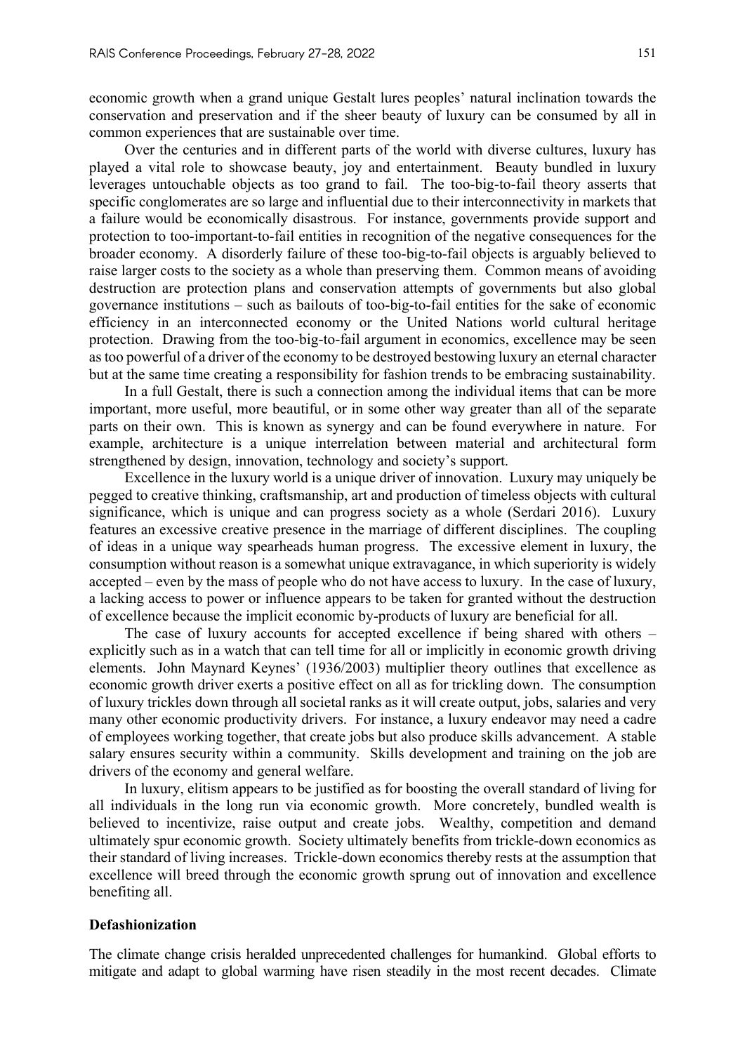economic growth when a grand unique Gestalt lures peoples' natural inclination towards the conservation and preservation and if the sheer beauty of luxury can be consumed by all in common experiences that are sustainable over time.

Over the centuries and in different parts of the world with diverse cultures, luxury has played a vital role to showcase beauty, joy and entertainment. Beauty bundled in luxury leverages untouchable objects as too grand to fail. The too-big-to-fail theory asserts that specific conglomerates are so large and influential due to their interconnectivity in markets that a failure would be economically disastrous. For instance, governments provide support and protection to too-important-to-fail entities in recognition of the negative consequences for the broader economy. A disorderly failure of these too-big-to-fail objects is arguably believed to raise larger costs to the society as a whole than preserving them. Common means of avoiding destruction are protection plans and conservation attempts of governments but also global governance institutions – such as bailouts of too-big-to-fail entities for the sake of economic efficiency in an interconnected economy or the United Nations world cultural heritage protection. Drawing from the too-big-to-fail argument in economics, excellence may be seen as too powerful of a driver of the economy to be destroyed bestowing luxury an eternal character but at the same time creating a responsibility for fashion trends to be embracing sustainability.

In a full Gestalt, there is such a connection among the individual items that can be more important, more useful, more beautiful, or in some other way greater than all of the separate parts on their own. This is known as synergy and can be found everywhere in nature. For example, architecture is a unique interrelation between material and architectural form strengthened by design, innovation, technology and society's support.

Excellence in the luxury world is a unique driver of innovation. Luxury may uniquely be pegged to creative thinking, craftsmanship, art and production of timeless objects with cultural significance, which is unique and can progress society as a whole (Serdari 2016). Luxury features an excessive creative presence in the marriage of different disciplines. The coupling of ideas in a unique way spearheads human progress. The excessive element in luxury, the consumption without reason is a somewhat unique extravagance, in which superiority is widely accepted – even by the mass of people who do not have access to luxury. In the case of luxury, a lacking access to power or influence appears to be taken for granted without the destruction of excellence because the implicit economic by-products of luxury are beneficial for all.

The case of luxury accounts for accepted excellence if being shared with others – explicitly such as in a watch that can tell time for all or implicitly in economic growth driving elements. John Maynard Keynes' (1936/2003) multiplier theory outlines that excellence as economic growth driver exerts a positive effect on all as for trickling down. The consumption of luxury trickles down through all societal ranks as it will create output, jobs, salaries and very many other economic productivity drivers. For instance, a luxury endeavor may need a cadre of employees working together, that create jobs but also produce skills advancement. A stable salary ensures security within a community. Skills development and training on the job are drivers of the economy and general welfare.

In luxury, elitism appears to be justified as for boosting the overall standard of living for all individuals in the long run via economic growth. More concretely, bundled wealth is believed to incentivize, raise output and create jobs. Wealthy, competition and demand ultimately spur economic growth. Society ultimately benefits from trickle-down economics as their standard of living increases. Trickle-down economics thereby rests at the assumption that excellence will breed through the economic growth sprung out of innovation and excellence benefiting all.

**Defashionization**

The climate change crisis heralded unprecedented challenges for humankind. Global efforts to mitigate and adapt to global warming have risen steadily in the most recent decades. Climate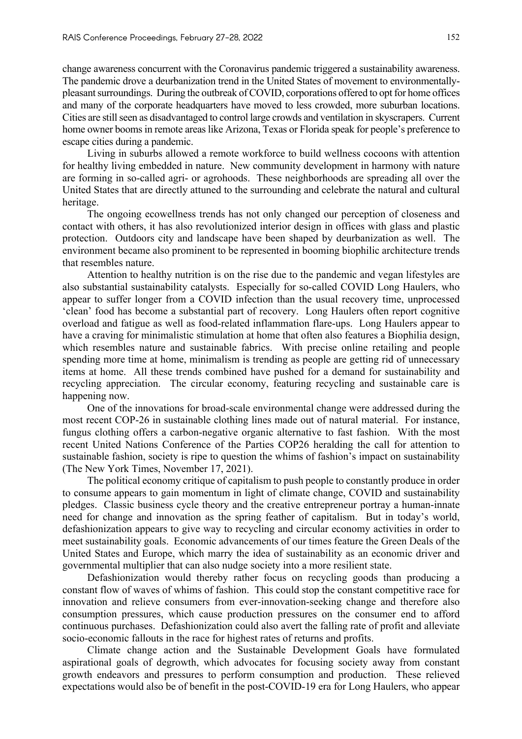change awareness concurrent with the Coronavirus pandemic triggered a sustainability awareness. The pandemic drove a deurbanization trend in the United States of movement to environmentally-pleasant surroundings. During the outbreak of COVID, corporations offered to opt for home offices and many of the corporate headquarters have moved to less crowded, more suburban locations. Cities are still seen as disadvantaged to control large crowds and ventilation in skyscrapers. Current home owner booms in remote areas like Arizona, Texas or Florida speak for people's preference to escape cities during a pandemic.

Living in suburbs allowed a remote workforce to build wellness cocoons with attention for healthy living embedded in nature. New community development in harmony with nature are forming in so-called agri- or agrohoods. These neighborhoods are spreading all over the United States that are directly attuned to the surrounding and celebrate the natural and cultural heritage.

The ongoing ecowellness trends has not only changed our perception of closeness and contact with others, it has also revolutionized interior design in offices with glass and plastic protection. Outdoors city and landscape have been shaped by deurbanization as well. The environment became also prominent to be represented in booming biophilic architecture trends that resembles nature.

Attention to healthy nutrition is on the rise due to the pandemic and vegan lifestyles are also substantial sustainability catalysts. Especially for so-called COVID Long Haulers, who appear to suffer longer from a COVID infection than the usual recovery time, unprocessed 'clean' food has become a substantial part of recovery. Long Haulers often report cognitive overload and fatigue as well as food-related inflammation flare-ups. Long Haulers appear to have a craving for minimalistic stimulation at home that often also features a Biophilia design, which resembles nature and sustainable fabrics. With precise online retailing and people spending more time at home, minimalism is trending as people are getting rid of unnecessary items at home. All these trends combined have pushed for a demand for sustainability and recycling appreciation. The circular economy, featuring recycling and sustainable care is happening now.

One of the innovations for broad-scale environmental change were addressed during the most recent COP-26 in sustainable clothing lines made out of natural material. For instance, fungus clothing offers a carbon-negative organic alternative to fast fashion. With the most recent United Nations Conference of the Parties COP26 heralding the call for attention to sustainable fashion, society is ripe to question the whims of fashion's impact on sustainability (The New York Times, November 17, 2021).

The political economy critique of capitalism to push people to constantly produce in order to consume appears to gain momentum in light of climate change, COVID and sustainability pledges. Classic business cycle theory and the creative entrepreneur portray a human-innate need for change and innovation as the spring feather of capitalism. But in today's world, defashionization appears to give way to recycling and circular economy activities in order to meet sustainability goals. Economic advancements of our times feature the Green Deals of the United States and Europe, which marry the idea of sustainability as an economic driver and governmental multiplier that can also nudge society into a more resilient state.

Defashionization would thereby rather focus on recycling goods than producing a constant flow of waves of whims of fashion. This could stop the constant competitive race for innovation and relieve consumers from ever-innovation-seeking change and therefore also consumption pressures, which cause production pressures on the consumer end to afford continuous purchases. Defashionization could also avert the falling rate of profit and alleviate socio-economic fallouts in the race for highest rates of returns and profits.

Climate change action and the Sustainable Development Goals have formulated aspirational goals of degrowth, which advocates for focusing society away from constant growth endeavors and pressures to perform consumption and production. These relieved expectations would also be of benefit in the post-COVID-19 era for Long Haulers, who appear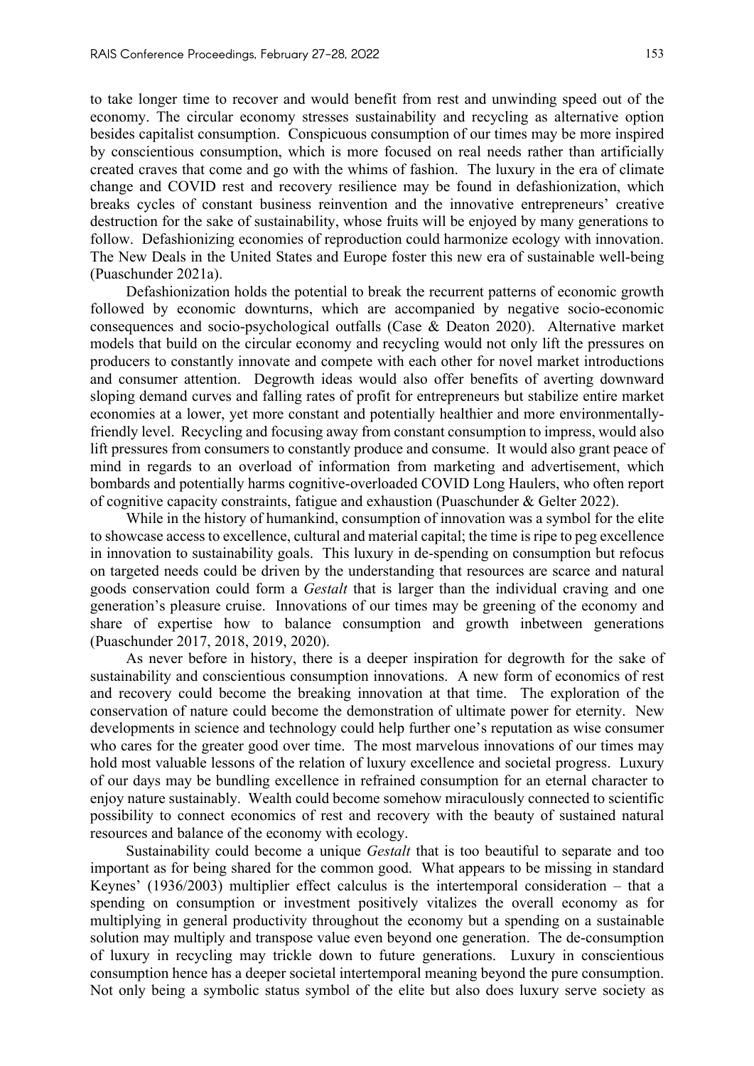to take longer time to recover and would benefit from rest and unwinding speed out of the economy. The circular economy stresses sustainability and recycling as alternative option besides capitalist consumption. Conspicuous consumption of our times may be more inspired by conscientious consumption, which is more focused on real needs rather than artificially created craves that come and go with the whims of fashion. The luxury in the era of climate change and COVID rest and recovery resilience may be found in defashionization, which breaks cycles of constant business reinvention and the innovative entrepreneurs' creative destruction for the sake of sustainability, whose fruits will be enjoyed by many generations to follow. Defashionizing economies of reproduction could harmonize ecology with innovation. The New Deals in the United States and Europe foster this new era of sustainable well-being (Puaschunder 2021a).

Defashionization holds the potential to break the recurrent patterns of economic growth followed by economic downturns, which are accompanied by negative socio-economic consequences and socio-psychological outfalls (Case & Deaton 2020). Alternative market models that build on the circular economy and recycling would not only lift the pressures on producers to constantly innovate and compete with each other for novel market introductions and consumer attention. Degrowth ideas would also offer benefits of averting downward sloping demand curves and falling rates of profit for entrepreneurs but stabilize entire market economies at a lower, yet more constant and potentially healthier and more environmentally-friendly level. Recycling and focusing away from constant consumption to impress, would also lift pressures from consumers to constantly produce and consume. It would also grant peace of mind in regards to an overload of information from marketing and advertisement, which bombards and potentially harms cognitive-overloaded COVID Long Haulers, who often report of cognitive capacity constraints, fatigue and exhaustion (Puaschunder & Gelter 2022).

While in the history of humankind, consumption of innovation was a symbol for the elite to showcase access to excellence, cultural and material capital; the time is ripe to peg excellence in innovation to sustainability goals. This luxury in de-spending on consumption but refocus on targeted needs could be driven by the understanding that resources are scarce and natural goods conservation could form a *Gestalt* that is larger than the individual craving and one generation's pleasure cruise. Innovations of our times may be greening of the economy and share of expertise how to balance consumption and growth inbetween generations (Puaschunder 2017, 2018, 2019, 2020).

As never before in history, there is a deeper inspiration for degrowth for the sake of sustainability and conscientious consumption innovations. A new form of economics of rest and recovery could become the breaking innovation at that time. The exploration of the conservation of nature could become the demonstration of ultimate power for eternity. New developments in science and technology could help further one's reputation as wise consumer who cares for the greater good over time. The most marvelous innovations of our times may hold most valuable lessons of the relation of luxury excellence and societal progress. Luxury of our days may be bundling excellence in refrained consumption for an eternal character to enjoy nature sustainably. Wealth could become somehow miraculously connected to scientific possibility to connect economics of rest and recovery with the beauty of sustained natural resources and balance of the economy with ecology.

Sustainability could become a unique *Gestalt* that is too beautiful to separate and too important as for being shared for the common good. What appears to be missing in standard Keynes' (1936/2003) multiplier effect calculus is the intertemporal consideration – that a spending on consumption or investment positively vitalizes the overall economy as for multiplying in general productivity throughout the economy but a spending on a sustainable solution may multiply and transpose value even beyond one generation. The de-consumption of luxury in recycling may trickle down to future generations. Luxury in conscientious consumption hence has a deeper societal intertemporal meaning beyond the pure consumption. Not only being a symbolic status symbol of the elite but also does luxury serve society as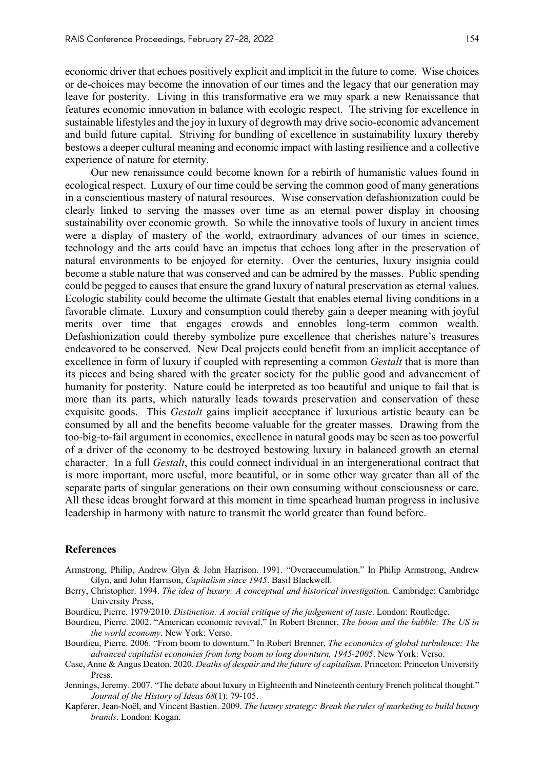economic driver that echoes positively explicit and implicit in the future to come. Wise choices or de-choices may become the innovation of our times and the legacy that our generation may leave for posterity. Living in this transformative era we may spark a new Renaissance that features economic innovation in balance with ecologic respect. The striving for excellence in sustainable lifestyles and the joy in luxury of degrowth may drive socio-economic advancement and build future capital. Striving for bundling of excellence in sustainability luxury thereby bestows a deeper cultural meaning and economic impact with lasting resilience and a collective experience of nature for eternity.

Our new renaissance could become known for a rebirth of humanistic values found in ecological respect. Luxury of our time could be serving the common good of many generations in a conscientious mastery of natural resources. Wise conservation defashionization could be clearly linked to serving the masses over time as an eternal power display in choosing sustainability over economic growth. So while the innovative tools of luxury in ancient times were a display of mastery of the world, extraordinary advances of our times in science, technology and the arts could have an impetus that echoes long after in the preservation of natural environments to be enjoyed for eternity. Over the centuries, luxury insignia could become a stable nature that was conserved and can be admired by the masses. Public spending could be pegged to causes that ensure the grand luxury of natural preservation as eternal values. Ecologic stability could become the ultimate Gestalt that enables eternal living conditions in a favorable climate. Luxury and consumption could thereby gain a deeper meaning with joyful merits over time that engages crowds and ennobles long-term common wealth. Defashionization could thereby symbolize pure excellence that cherishes nature's treasures endeavored to be conserved. New Deal projects could benefit from an implicit acceptance of excellence in form of luxury if coupled with representing a common *Gestalt* that is more than its pieces and being shared with the greater society for the public good and advancement of humanity for posterity. Nature could be interpreted as too beautiful and unique to fail that is more than its parts, which naturally leads towards preservation and conservation of these exquisite goods. This *Gestalt* gains implicit acceptance if luxurious artistic beauty can be consumed by all and the benefits become valuable for the greater masses. Drawing from the too-big-to-fail argument in economics, excellence in natural goods may be seen as too powerful of a driver of the economy to be destroyed bestowing luxury in balanced growth an eternal character. In a full *Gestalt*, this could connect individual in an intergenerational contract that is more important, more useful, more beautiful, or in some other way greater than all of the separate parts of singular generations on their own consuming without consciousness or care. All these ideas brought forward at this moment in time spearhead human progress in inclusive leadership in harmony with nature to transmit the world greater than found before.

## References

Armstrong, Philip, Andrew Glyn & John Harrison. 1991. "Overaccumulation." In Philip Armstrong, Andrew Glyn, and John Harrison, *Capitalism since 1945*. Basil Blackwell.

Berry, Christopher. 1994. *The idea of luxury: A conceptual and historical investigation*. Cambridge: Cambridge University Press,

Bourdieu, Pierre. 1979/2010. *Distinction: A social critique of the judgement of taste*. London: Routledge.

Bourdieu, Pierre. 2002. "American economic revival." In Robert Brenner, *The boom and the bubble: The US in the world economy*. New York: Verso.

Bourdieu, Pierre. 2006. "From boom to downturn." In Robert Brenner, *The economics of global turbulence: The advanced capitalist economies from long boom to long downturn, 1945-2005*. New York: Verso.

Case, Anne & Angus Deaton. 2020. *Deaths of despair and the future of capitalism*. Princeton: Princeton University Press.

Jennings, Jeremy. 2007. "The debate about luxury in Eighteenth and Nineteenth century French political thought." *Journal of the History of Ideas 68*(1): 79-105.

Kapferer, Jean-Noël, and Vincent Bastien. 2009. *The luxury strategy: Break the rules of marketing to build luxury brands*. London: Kogan.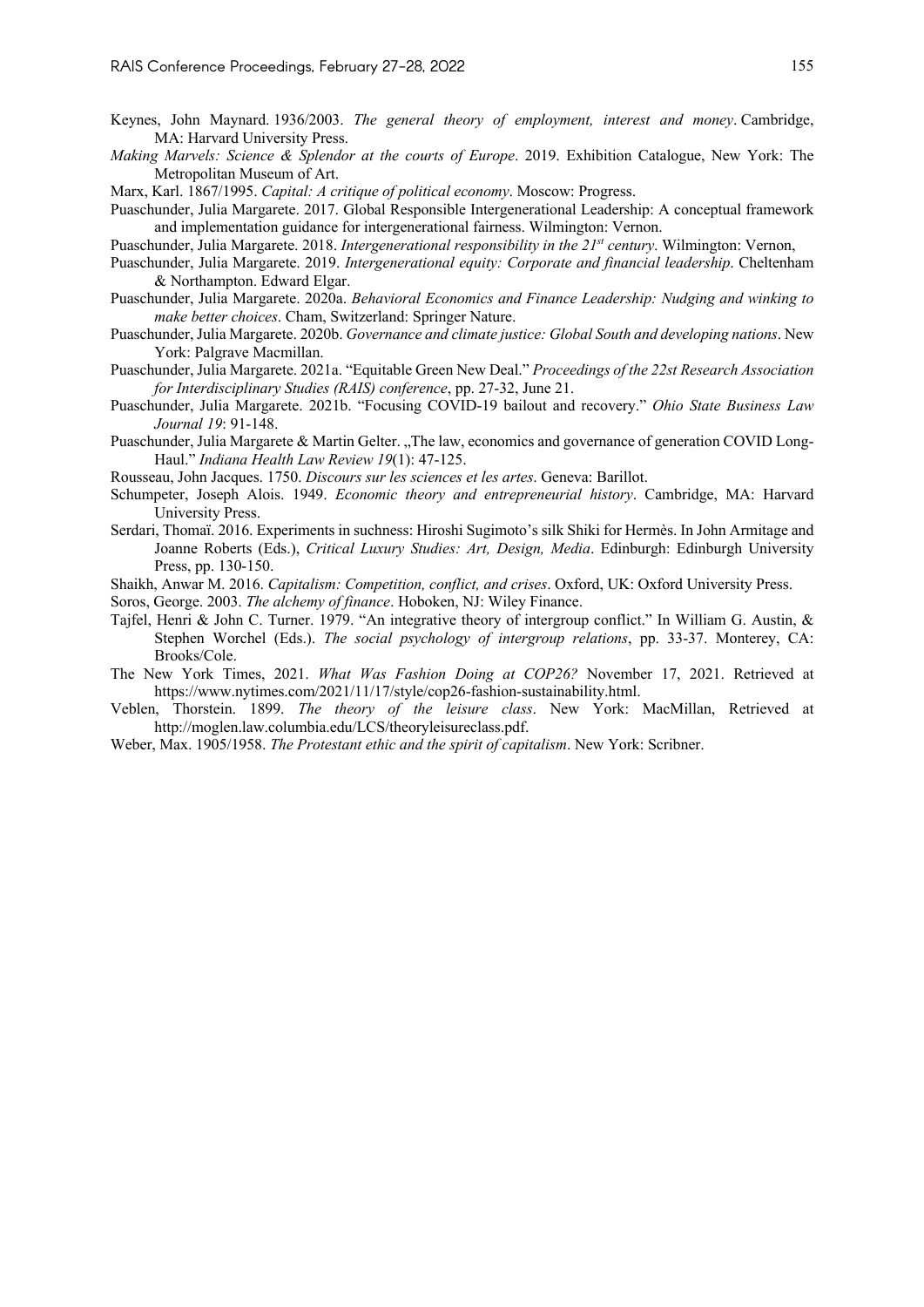Keynes, John Maynard. 1936/2003. *The general theory of employment, interest and money*. Cambridge, MA: Harvard University Press.

*Making Marvels: Science & Splendor at the courts of Europe*. 2019. Exhibition Catalogue, New York: The Metropolitan Museum of Art.

Marx, Karl. 1867/1995. *Capital: A critique of political economy*. Moscow: Progress.

Puaschunder, Julia Margarete. 2017. Global Responsible Intergenerational Leadership: A conceptual framework and implementation guidance for intergenerational fairness. Wilmington: Vernon.

Puaschunder, Julia Margarete. 2018. *Intergenerational responsibility in the 21st century*. Wilmington: Vernon,

Puaschunder, Julia Margarete. 2019. *Intergenerational equity: Corporate and financial leadership*. Cheltenham & Northampton. Edward Elgar.

Puaschunder, Julia Margarete. 2020a. *Behavioral Economics and Finance Leadership: Nudging and winking to make better choices*. Cham, Switzerland: Springer Nature.

Puaschunder, Julia Margarete. 2020b. *Governance and climate justice: Global South and developing nations*. New York: Palgrave Macmillan.

Puaschunder, Julia Margarete. 2021a. "Equitable Green New Deal." *Proceedings of the 22st Research Association for Interdisciplinary Studies (RAIS) conference*, pp. 27-32, June 21.

Puaschunder, Julia Margarete. 2021b. "Focusing COVID-19 bailout and recovery." *Ohio State Business Law Journal 19*: 91-148.

Puaschunder, Julia Margarete & Martin Gelter. „The law, economics and governance of generation COVID Long-Haul." *Indiana Health Law Review 19*(1): 47-125.

Rousseau, John Jacques. 1750. *Discours sur les sciences et les artes*. Geneva: Barillot.

Schumpeter, Joseph Alois. 1949. *Economic theory and entrepreneurial history*. Cambridge, MA: Harvard University Press.

Serdari, Thomaï. 2016. Experiments in suchness: Hiroshi Sugimoto's silk Shiki for Hermès. In John Armitage and Joanne Roberts (Eds.), *Critical Luxury Studies: Art, Design, Media*. Edinburgh: Edinburgh University Press, pp. 130-150.

Shaikh, Anwar M. 2016. *Capitalism: Competition, conflict, and crises*. Oxford, UK: Oxford University Press.

Soros, George. 2003. *The alchemy of finance*. Hoboken, NJ: Wiley Finance.

Tajfel, Henri & John C. Turner. 1979. "An integrative theory of intergroup conflict." In William G. Austin, & Stephen Worchel (Eds.). *The social psychology of intergroup relations*, pp. 33-37. Monterey, CA: Brooks/Cole.

The New York Times, 2021. *What Was Fashion Doing at COP26?* November 17, 2021. Retrieved at https://www.nytimes.com/2021/11/17/style/cop26-fashion-sustainability.html.

Veblen, Thorstein. 1899. *The theory of the leisure class*. New York: MacMillan, Retrieved at http://moglen.law.columbia.edu/LCS/theoryleisureclass.pdf.

Weber, Max. 1905/1958. *The Protestant ethic and the spirit of capitalism*. New York: Scribner.